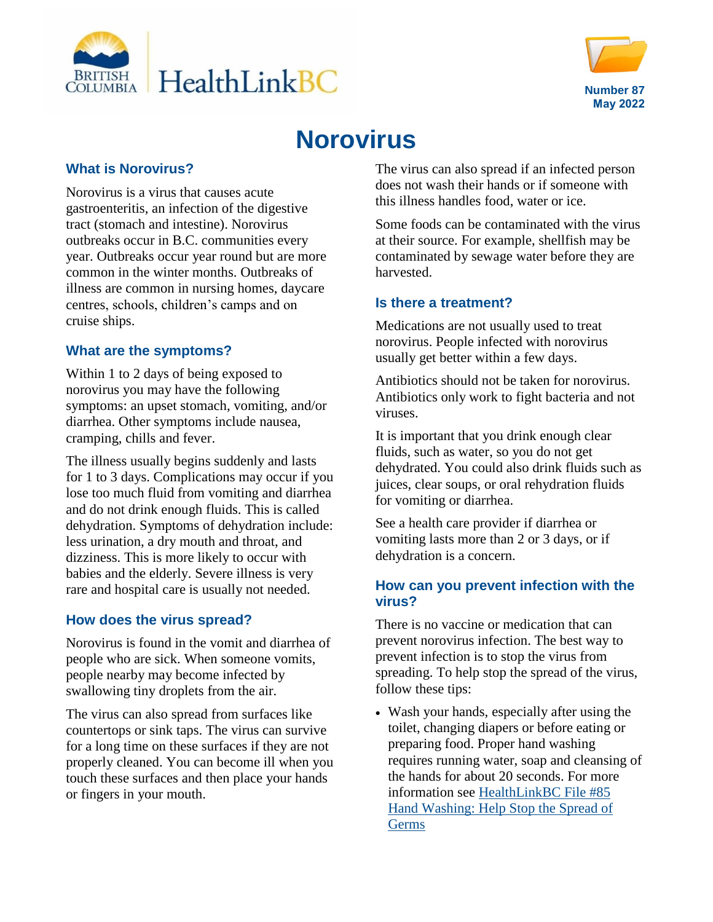Number 87
May 2022

# Norovirus

## What is Norovirus?

Norovirus is a virus that causes acute gastroenteritis, an infection of the digestive tract (stomach and intestine). Norovirus outbreaks occur in B.C. communities every year. Outbreaks occur year round but are more common in the winter months. Outbreaks of illness are common in nursing homes, daycare centres, schools, children's camps and on cruise ships.

## What are the symptoms?

Within 1 to 2 days of being exposed to norovirus you may have the following symptoms: an upset stomach, vomiting, and/or diarrhea. Other symptoms include nausea, cramping, chills and fever.

The illness usually begins suddenly and lasts for 1 to 3 days. Complications may occur if you lose too much fluid from vomiting and diarrhea and do not drink enough fluids. This is called dehydration. Symptoms of dehydration include: less urination, a dry mouth and throat, and dizziness. This is more likely to occur with babies and the elderly. Severe illness is very rare and hospital care is usually not needed.

## How does the virus spread?

Norovirus is found in the vomit and diarrhea of people who are sick. When someone vomits, people nearby may become infected by swallowing tiny droplets from the air.

The virus can also spread from surfaces like countertops or sink taps. The virus can survive for a long time on these surfaces if they are not properly cleaned. You can become ill when you touch these surfaces and then place your hands or fingers in your mouth.

The virus can also spread if an infected person does not wash their hands or if someone with this illness handles food, water or ice.

Some foods can be contaminated with the virus at their source. For example, shellfish may be contaminated by sewage water before they are harvested.

## Is there a treatment?

Medications are not usually used to treat norovirus. People infected with norovirus usually get better within a few days.

Antibiotics should not be taken for norovirus. Antibiotics only work to fight bacteria and not viruses.

It is important that you drink enough clear fluids, such as water, so you do not get dehydrated. You could also drink fluids such as juices, clear soups, or oral rehydration fluids for vomiting or diarrhea.

See a health care provider if diarrhea or vomiting lasts more than 2 or 3 days, or if dehydration is a concern.

## How can you prevent infection with the virus?

There is no vaccine or medication that can prevent norovirus infection. The best way to prevent infection is to stop the virus from spreading. To help stop the spread of the virus, follow these tips:

- Wash your hands, especially after using the toilet, changing diapers or before eating or preparing food. Proper hand washing requires running water, soap and cleansing of the hands for about 20 seconds. For more information see HealthLinkBC File #85 Hand Washing: Help Stop the Spread of Germs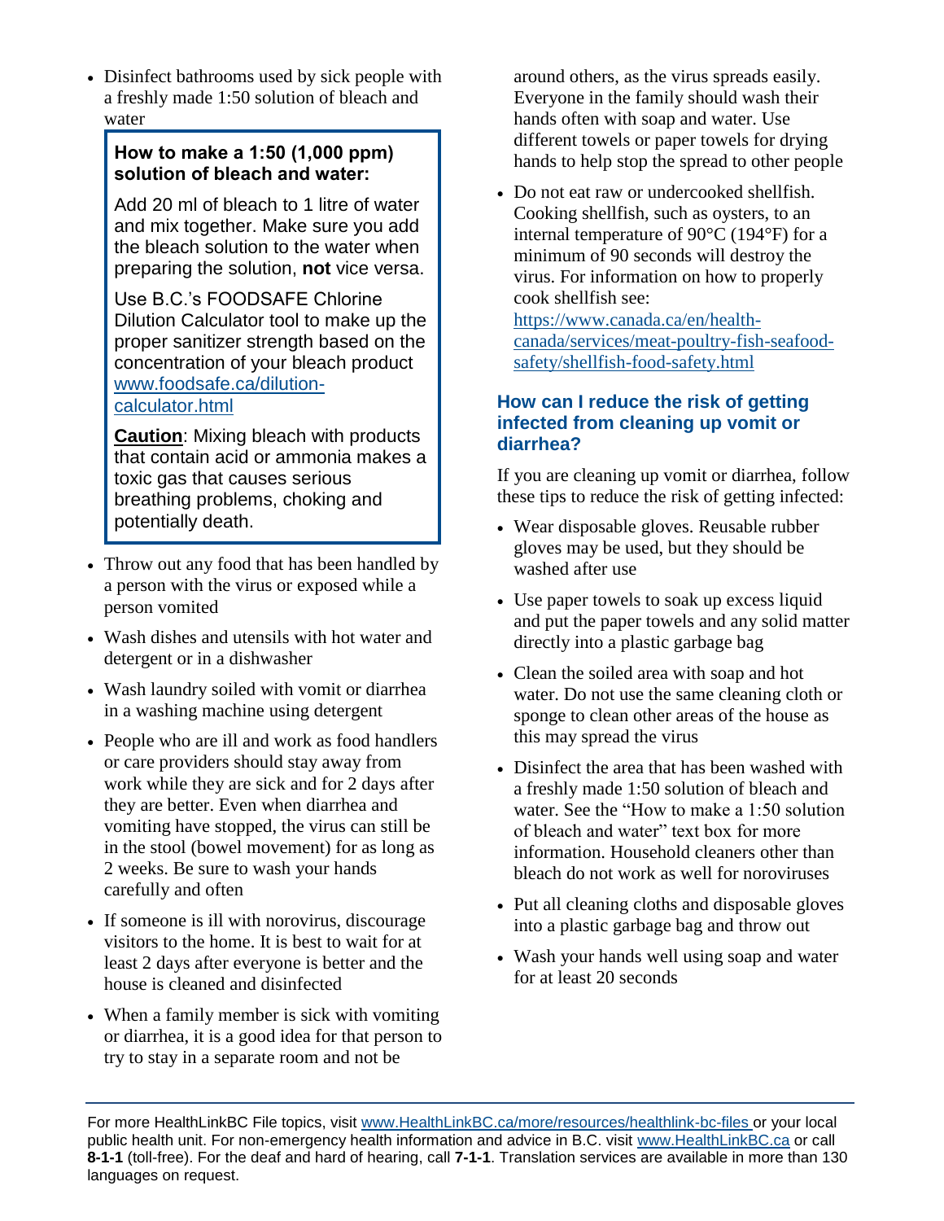- Disinfect bathrooms used by sick people with a freshly made 1:50 solution of bleach and water

> **How to make a 1:50 (1,000 ppm) solution of bleach and water:**
>
> Add 20 ml of bleach to 1 litre of water and mix together. Make sure you add the bleach solution to the water when preparing the solution, **not** vice versa.
>
> Use B.C.'s FOODSAFE Chlorine Dilution Calculator tool to make up the proper sanitizer strength based on the concentration of your bleach product [www.foodsafe.ca/dilution-calculator.html](www.foodsafe.ca/dilution-calculator.html)
>
> **Caution**: Mixing bleach with products that contain acid or ammonia makes a toxic gas that causes serious breathing problems, choking and potentially death.

- Throw out any food that has been handled by a person with the virus or exposed while a person vomited
- Wash dishes and utensils with hot water and detergent or in a dishwasher
- Wash laundry soiled with vomit or diarrhea in a washing machine using detergent
- People who are ill and work as food handlers or care providers should stay away from work while they are sick and for 2 days after they are better. Even when diarrhea and vomiting have stopped, the virus can still be in the stool (bowel movement) for as long as 2 weeks. Be sure to wash your hands carefully and often
- If someone is ill with norovirus, discourage visitors to the home. It is best to wait for at least 2 days after everyone is better and the house is cleaned and disinfected
- When a family member is sick with vomiting or diarrhea, it is a good idea for that person to try to stay in a separate room and not be around others, as the virus spreads easily. Everyone in the family should wash their hands often with soap and water. Use different towels or paper towels for drying hands to help stop the spread to other people
- Do not eat raw or undercooked shellfish. Cooking shellfish, such as oysters, to an internal temperature of 90°C (194°F) for a minimum of 90 seconds will destroy the virus. For information on how to properly cook shellfish see: [https://www.canada.ca/en/health-canada/services/meat-poultry-fish-seafood-safety/shellfish-food-safety.html](https://www.canada.ca/en/health-canada/services/meat-poultry-fish-seafood-safety/shellfish-food-safety.html)

## How can I reduce the risk of getting infected from cleaning up vomit or diarrhea?

If you are cleaning up vomit or diarrhea, follow these tips to reduce the risk of getting infected:

- Wear disposable gloves. Reusable rubber gloves may be used, but they should be washed after use
- Use paper towels to soak up excess liquid and put the paper towels and any solid matter directly into a plastic garbage bag
- Clean the soiled area with soap and hot water. Do not use the same cleaning cloth or sponge to clean other areas of the house as this may spread the virus
- Disinfect the area that has been washed with a freshly made 1:50 solution of bleach and water. See the "How to make a 1:50 solution of bleach and water" text box for more information. Household cleaners other than bleach do not work as well for noroviruses
- Put all cleaning cloths and disposable gloves into a plastic garbage bag and throw out
- Wash your hands well using soap and water for at least 20 seconds

For more HealthLinkBC File topics, visit [www.HealthLinkBC.ca/more/resources/healthlink-bc-files](www.HealthLinkBC.ca/more/resources/healthlink-bc-files) or your local public health unit. For non-emergency health information and advice in B.C. visit [www.HealthLinkBC.ca](www.HealthLinkBC.ca) or call **8-1-1** (toll-free). For the deaf and hard of hearing, call **7-1-1**. Translation services are available in more than 130 languages on request.